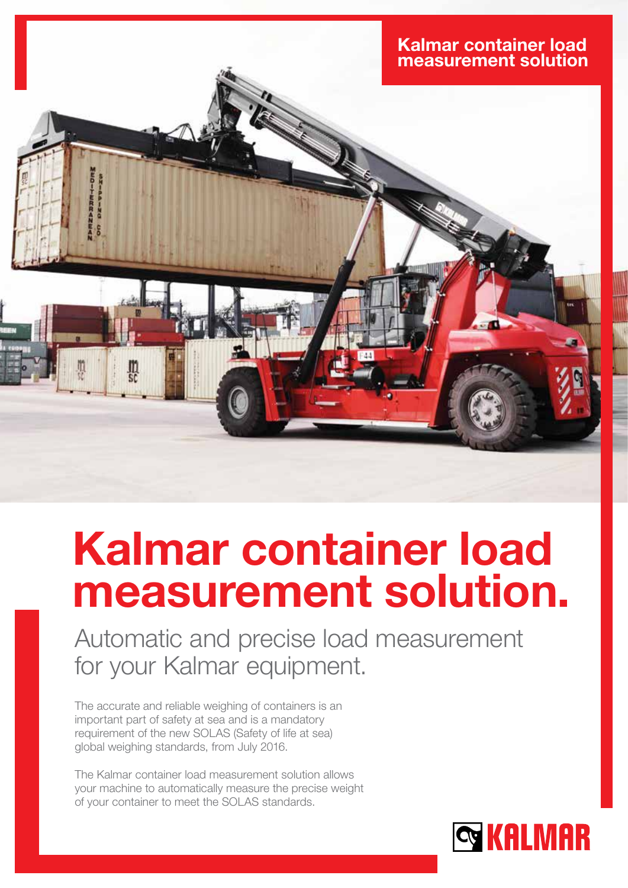Kalmar container load measurement solution

# Kalmar container load measurement solution.

## Automatic and precise load measurement for your Kalmar equipment.

The accurate and reliable weighing of containers is an important part of safety at sea and is a mandatory requirement of the new SOLAS (Safety of life at sea) global weighing standards, from July 2016.

The Kalmar container load measurement solution allows your machine to automatically measure the precise weight of your container to meet the SOLAS standards.

KALMAR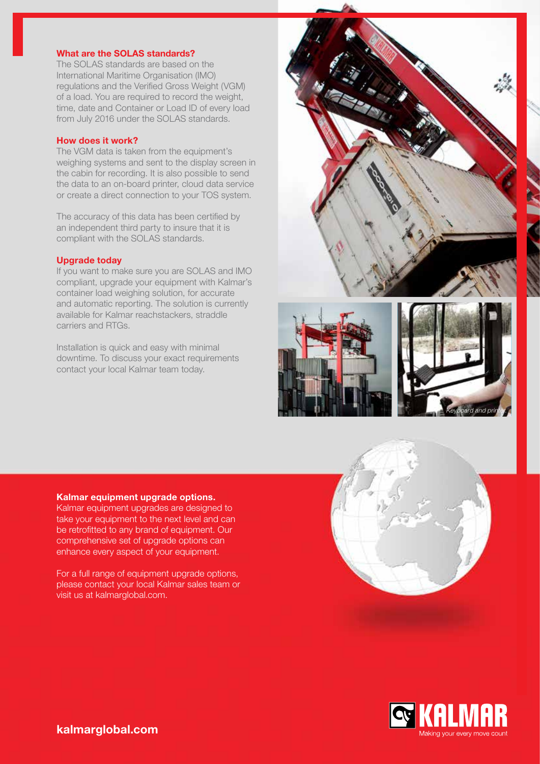### What are the SOLAS standards?

The SOLAS standards are based on the International Maritime Organisation (IMO) regulations and the Verified Gross Weight (VGM) of a load. You are required to record the weight, time, date and Container or Load ID of every load from July 2016 under the SOLAS standards.

### How does it work?

The VGM data is taken from the equipment's weighing systems and sent to the display screen in the cabin for recording. It is also possible to send the data to an on-board printer, cloud data service or create a direct connection to your TOS system.

The accuracy of this data has been certified by an independent third party to insure that it is compliant with the SOLAS standards.

### Upgrade today

If you want to make sure you are SOLAS and IMO compliant, upgrade your equipment with Kalmar's container load weighing solution, for accurate and automatic reporting. The solution is currently available for Kalmar reachstackers, straddle carriers and RTGs.

Installation is quick and easy with minimal downtime. To discuss your exact requirements contact your local Kalmar team today.

*Keyboard and printer.*

### Kalmar equipment upgrade options.

Kalmar equipment upgrades are designed to take your equipment to the next level and can be retrofitted to any brand of equipment. Our comprehensive set of upgrade options can enhance every aspect of your equipment.

For a full range of equipment upgrade options, please contact your local Kalmar sales team or visit us at kalmarglobal.com.

**kalmarglobal.com**

KALMAR
Making your every move count